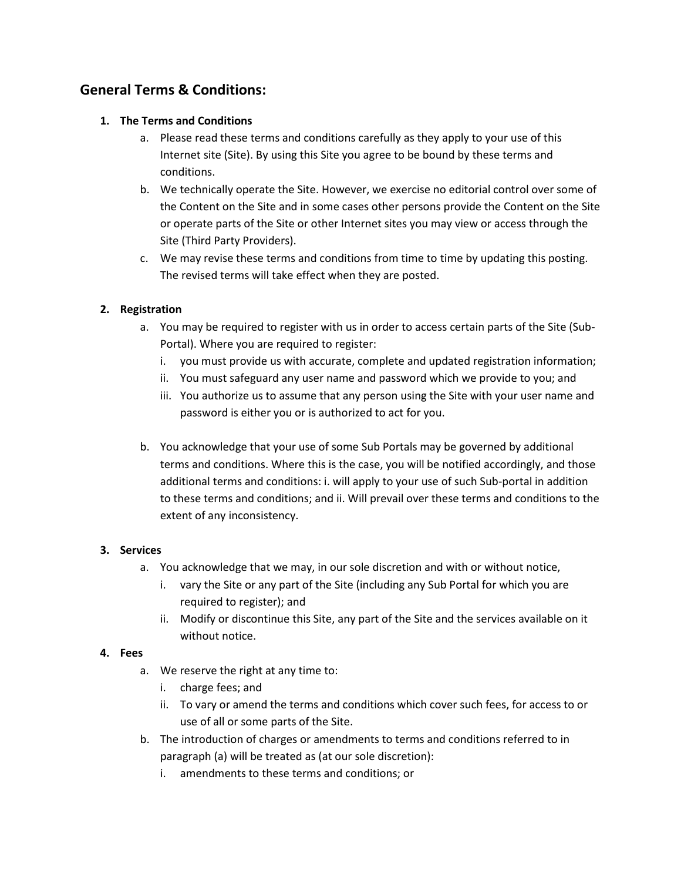## General Terms & Conditions:

1. **The Terms and Conditions**
    a. Please read these terms and conditions carefully as they apply to your use of this Internet site (Site). By using this Site you agree to be bound by these terms and conditions.
    b. We technically operate the Site. However, we exercise no editorial control over some of the Content on the Site and in some cases other persons provide the Content on the Site or operate parts of the Site or other Internet sites you may view or access through the Site (Third Party Providers).
    c. We may revise these terms and conditions from time to time by updating this posting. The revised terms will take effect when they are posted.

2. **Registration**
    a. You may be required to register with us in order to access certain parts of the Site (Sub-Portal). Where you are required to register:
        i. you must provide us with accurate, complete and updated registration information;
        ii. You must safeguard any user name and password which we provide to you; and
        iii. You authorize us to assume that any person using the Site with your user name and password is either you or is authorized to act for you.

    b. You acknowledge that your use of some Sub Portals may be governed by additional terms and conditions. Where this is the case, you will be notified accordingly, and those additional terms and conditions: i. will apply to your use of such Sub-portal in addition to these terms and conditions; and ii. Will prevail over these terms and conditions to the extent of any inconsistency.

3. **Services**
    a. You acknowledge that we may, in our sole discretion and with or without notice,
        i. vary the Site or any part of the Site (including any Sub Portal for which you are required to register); and
        ii. Modify or discontinue this Site, any part of the Site and the services available on it without notice.

4. **Fees**
    a. We reserve the right at any time to:
        i. charge fees; and
        ii. To vary or amend the terms and conditions which cover such fees, for access to or use of all or some parts of the Site.
    b. The introduction of charges or amendments to terms and conditions referred to in paragraph (a) will be treated as (at our sole discretion):
        i. amendments to these terms and conditions; or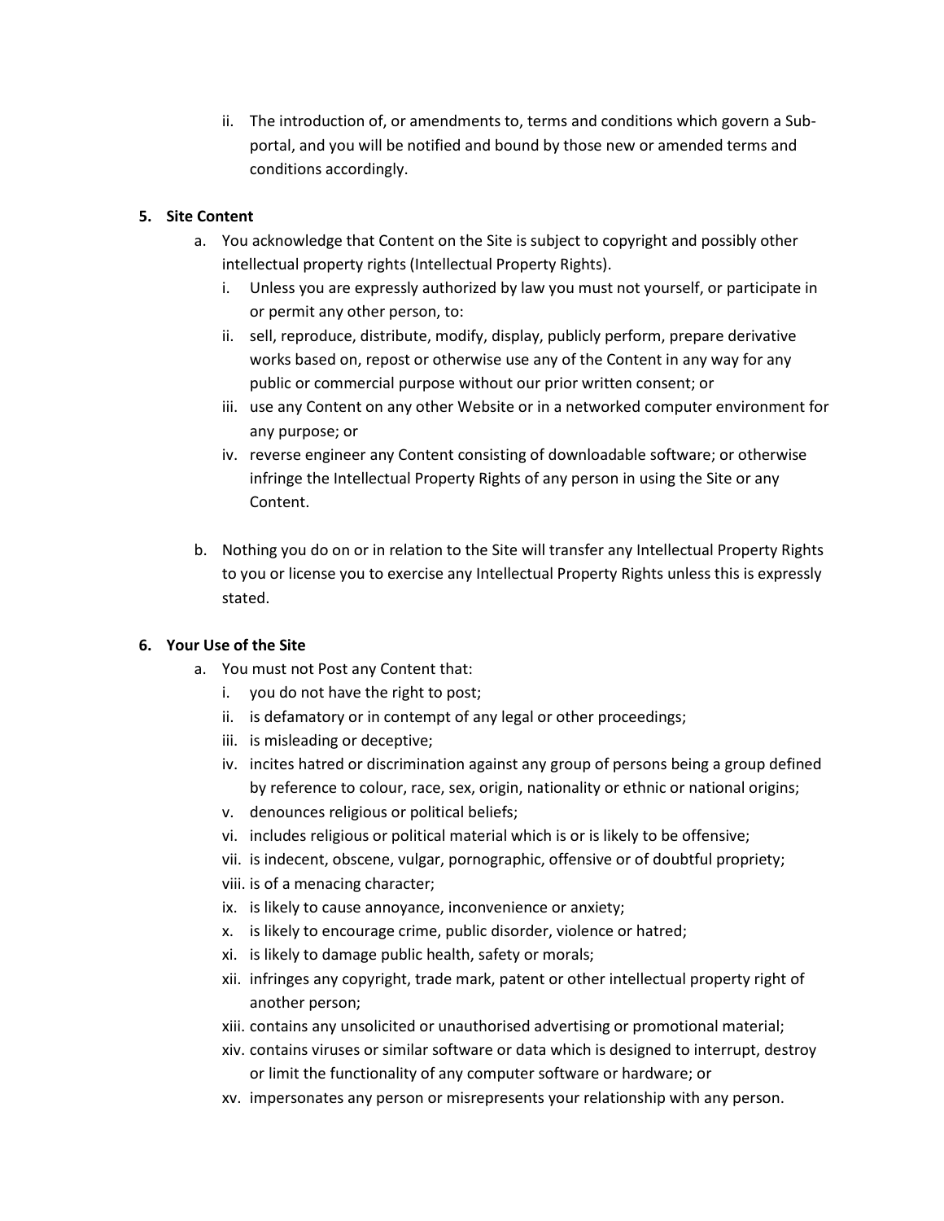ii. The introduction of, or amendments to, terms and conditions which govern a Sub-portal, and you will be notified and bound by those new or amended terms and conditions accordingly.

**5. Site Content**

a. You acknowledge that Content on the Site is subject to copyright and possibly other intellectual property rights (Intellectual Property Rights).

   i. Unless you are expressly authorized by law you must not yourself, or participate in or permit any other person, to:

   ii. sell, reproduce, distribute, modify, display, publicly perform, prepare derivative works based on, repost or otherwise use any of the Content in any way for any public or commercial purpose without our prior written consent; or

   iii. use any Content on any other Website or in a networked computer environment for any purpose; or

   iv. reverse engineer any Content consisting of downloadable software; or otherwise infringe the Intellectual Property Rights of any person in using the Site or any Content.

b. Nothing you do on or in relation to the Site will transfer any Intellectual Property Rights to you or license you to exercise any Intellectual Property Rights unless this is expressly stated.

**6. Your Use of the Site**

a. You must not Post any Content that:

   i. you do not have the right to post;

   ii. is defamatory or in contempt of any legal or other proceedings;

   iii. is misleading or deceptive;

   iv. incites hatred or discrimination against any group of persons being a group defined by reference to colour, race, sex, origin, nationality or ethnic or national origins;

   v. denounces religious or political beliefs;

   vi. includes religious or political material which is or is likely to be offensive;

   vii. is indecent, obscene, vulgar, pornographic, offensive or of doubtful propriety;

   viii. is of a menacing character;

   ix. is likely to cause annoyance, inconvenience or anxiety;

   x. is likely to encourage crime, public disorder, violence or hatred;

   xi. is likely to damage public health, safety or morals;

   xii. infringes any copyright, trade mark, patent or other intellectual property right of another person;

   xiii. contains any unsolicited or unauthorised advertising or promotional material;

   xiv. contains viruses or similar software or data which is designed to interrupt, destroy or limit the functionality of any computer software or hardware; or

   xv. impersonates any person or misrepresents your relationship with any person.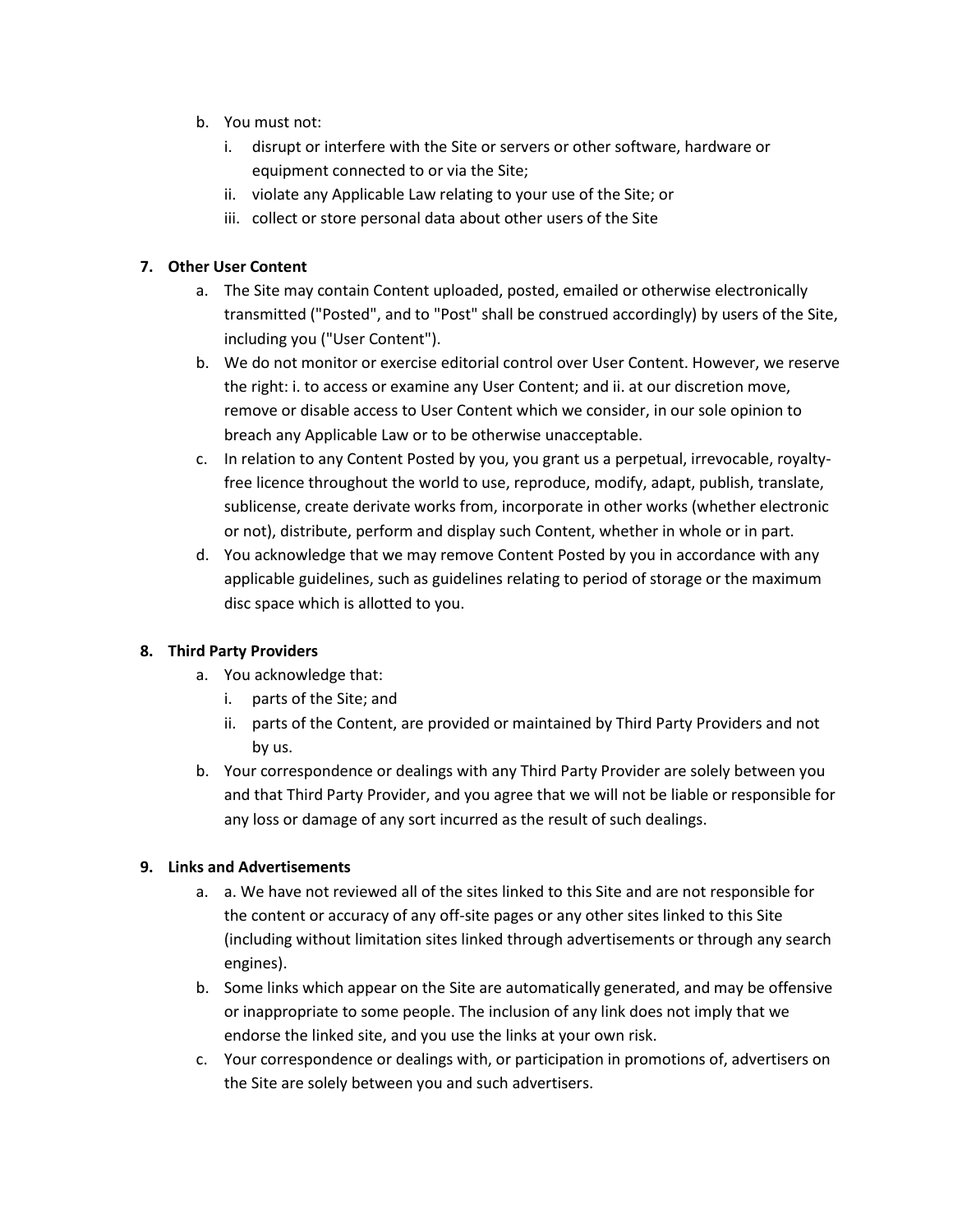b. You must not:
    i. disrupt or interfere with the Site or servers or other software, hardware or equipment connected to or via the Site;
    ii. violate any Applicable Law relating to your use of the Site; or
    iii. collect or store personal data about other users of the Site

**7. Other User Content**

a. The Site may contain Content uploaded, posted, emailed or otherwise electronically transmitted ("Posted", and to "Post" shall be construed accordingly) by users of the Site, including you ("User Content").

b. We do not monitor or exercise editorial control over User Content. However, we reserve the right: i. to access or examine any User Content; and ii. at our discretion move, remove or disable access to User Content which we consider, in our sole opinion to breach any Applicable Law or to be otherwise unacceptable.

c. In relation to any Content Posted by you, you grant us a perpetual, irrevocable, royalty-free licence throughout the world to use, reproduce, modify, adapt, publish, translate, sublicense, create derivate works from, incorporate in other works (whether electronic or not), distribute, perform and display such Content, whether in whole or in part.

d. You acknowledge that we may remove Content Posted by you in accordance with any applicable guidelines, such as guidelines relating to period of storage or the maximum disc space which is allotted to you.

**8. Third Party Providers**

a. You acknowledge that:
    i. parts of the Site; and
    ii. parts of the Content, are provided or maintained by Third Party Providers and not by us.

b. Your correspondence or dealings with any Third Party Provider are solely between you and that Third Party Provider, and you agree that we will not be liable or responsible for any loss or damage of any sort incurred as the result of such dealings.

**9. Links and Advertisements**

a. a. We have not reviewed all of the sites linked to this Site and are not responsible for the content or accuracy of any off-site pages or any other sites linked to this Site (including without limitation sites linked through advertisements or through any search engines).

b. Some links which appear on the Site are automatically generated, and may be offensive or inappropriate to some people. The inclusion of any link does not imply that we endorse the linked site, and you use the links at your own risk.

c. Your correspondence or dealings with, or participation in promotions of, advertisers on the Site are solely between you and such advertisers.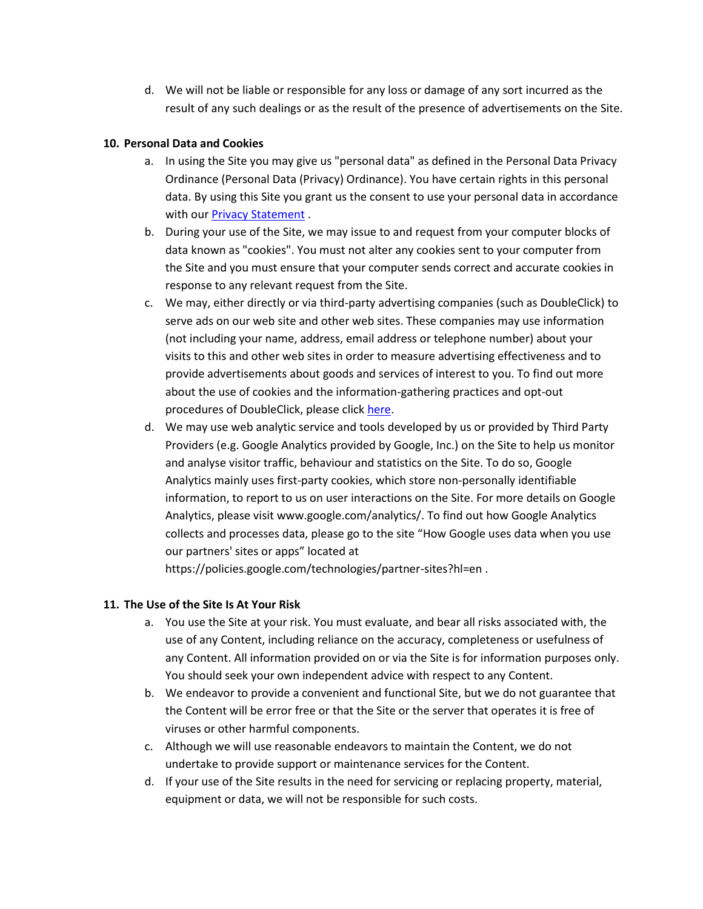d. We will not be liable or responsible for any loss or damage of any sort incurred as the result of any such dealings or as the result of the presence of advertisements on the Site.

**10. Personal Data and Cookies**

a. In using the Site you may give us "personal data" as defined in the Personal Data Privacy Ordinance (Personal Data (Privacy) Ordinance). You have certain rights in this personal data. By using this Site you grant us the consent to use your personal data in accordance with our [Privacy Statement](Privacy Statement) .

b. During your use of the Site, we may issue to and request from your computer blocks of data known as "cookies". You must not alter any cookies sent to your computer from the Site and you must ensure that your computer sends correct and accurate cookies in response to any relevant request from the Site.

c. We may, either directly or via third-party advertising companies (such as DoubleClick) to serve ads on our web site and other web sites. These companies may use information (not including your name, address, email address or telephone number) about your visits to this and other web sites in order to measure advertising effectiveness and to provide advertisements about goods and services of interest to you. To find out more about the use of cookies and the information-gathering practices and opt-out procedures of DoubleClick, please click here.

d. We may use web analytic service and tools developed by us or provided by Third Party Providers (e.g. Google Analytics provided by Google, Inc.) on the Site to help us monitor and analyse visitor traffic, behaviour and statistics on the Site. To do so, Google Analytics mainly uses first-party cookies, which store non-personally identifiable information, to report to us on user interactions on the Site. For more details on Google Analytics, please visit www.google.com/analytics/. To find out how Google Analytics collects and processes data, please go to the site "How Google uses data when you use our partners' sites or apps" located at https://policies.google.com/technologies/partner-sites?hl=en .

**11. The Use of the Site Is At Your Risk**

a. You use the Site at your risk. You must evaluate, and bear all risks associated with, the use of any Content, including reliance on the accuracy, completeness or usefulness of any Content. All information provided on or via the Site is for information purposes only. You should seek your own independent advice with respect to any Content.

b. We endeavor to provide a convenient and functional Site, but we do not guarantee that the Content will be error free or that the Site or the server that operates it is free of viruses or other harmful components.

c. Although we will use reasonable endeavors to maintain the Content, we do not undertake to provide support or maintenance services for the Content.

d. If your use of the Site results in the need for servicing or replacing property, material, equipment or data, we will not be responsible for such costs.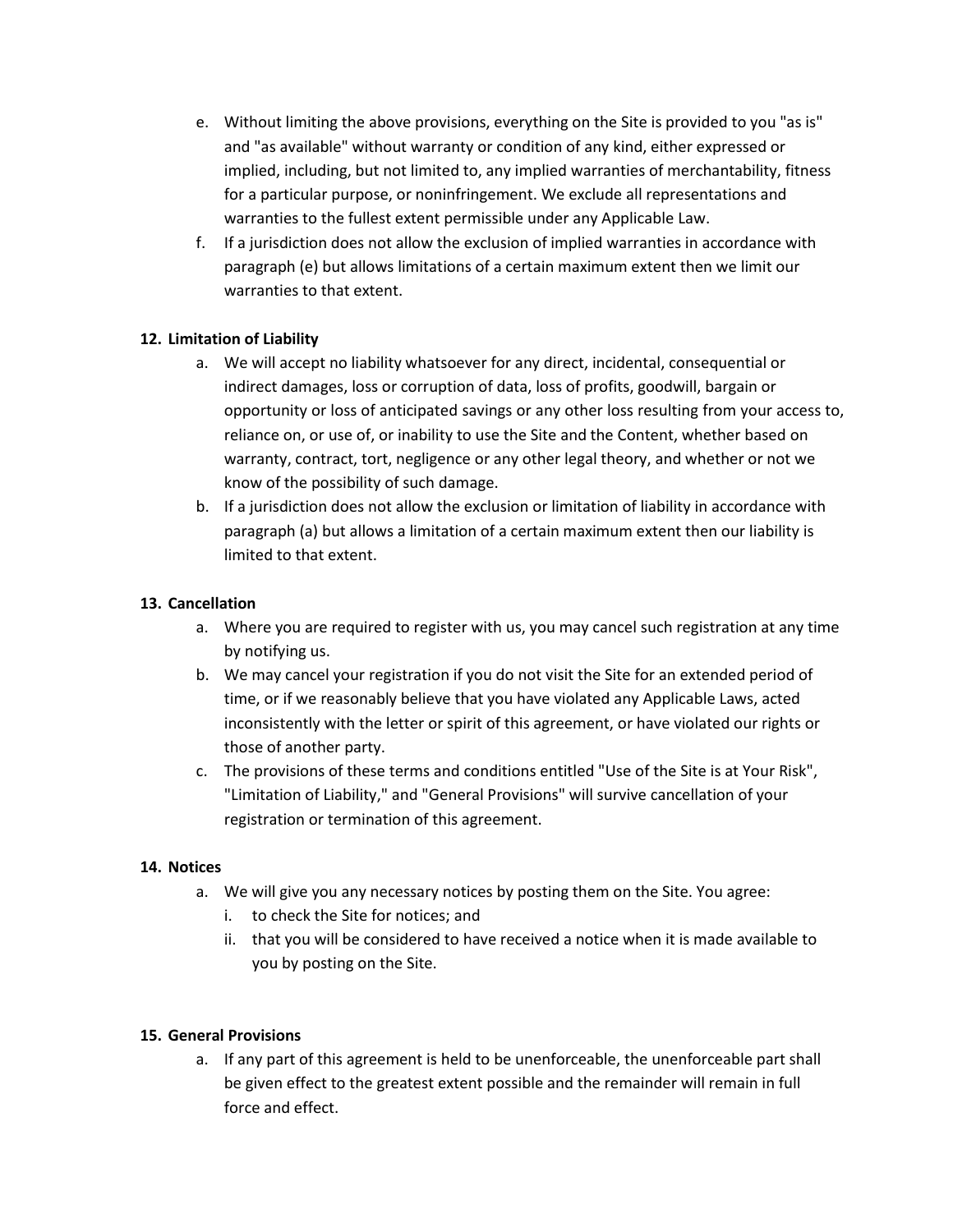e. Without limiting the above provisions, everything on the Site is provided to you "as is" and "as available" without warranty or condition of any kind, either expressed or implied, including, but not limited to, any implied warranties of merchantability, fitness for a particular purpose, or noninfringement. We exclude all representations and warranties to the fullest extent permissible under any Applicable Law.

f. If a jurisdiction does not allow the exclusion of implied warranties in accordance with paragraph (e) but allows limitations of a certain maximum extent then we limit our warranties to that extent.

**12. Limitation of Liability**

a. We will accept no liability whatsoever for any direct, incidental, consequential or indirect damages, loss or corruption of data, loss of profits, goodwill, bargain or opportunity or loss of anticipated savings or any other loss resulting from your access to, reliance on, or use of, or inability to use the Site and the Content, whether based on warranty, contract, tort, negligence or any other legal theory, and whether or not we know of the possibility of such damage.

b. If a jurisdiction does not allow the exclusion or limitation of liability in accordance with paragraph (a) but allows a limitation of a certain maximum extent then our liability is limited to that extent.

**13. Cancellation**

a. Where you are required to register with us, you may cancel such registration at any time by notifying us.

b. We may cancel your registration if you do not visit the Site for an extended period of time, or if we reasonably believe that you have violated any Applicable Laws, acted inconsistently with the letter or spirit of this agreement, or have violated our rights or those of another party.

c. The provisions of these terms and conditions entitled "Use of the Site is at Your Risk", "Limitation of Liability," and "General Provisions" will survive cancellation of your registration or termination of this agreement.

**14. Notices**

a. We will give you any necessary notices by posting them on the Site. You agree:

   i. to check the Site for notices; and

   ii. that you will be considered to have received a notice when it is made available to you by posting on the Site.

**15. General Provisions**

a. If any part of this agreement is held to be unenforceable, the unenforceable part shall be given effect to the greatest extent possible and the remainder will remain in full force and effect.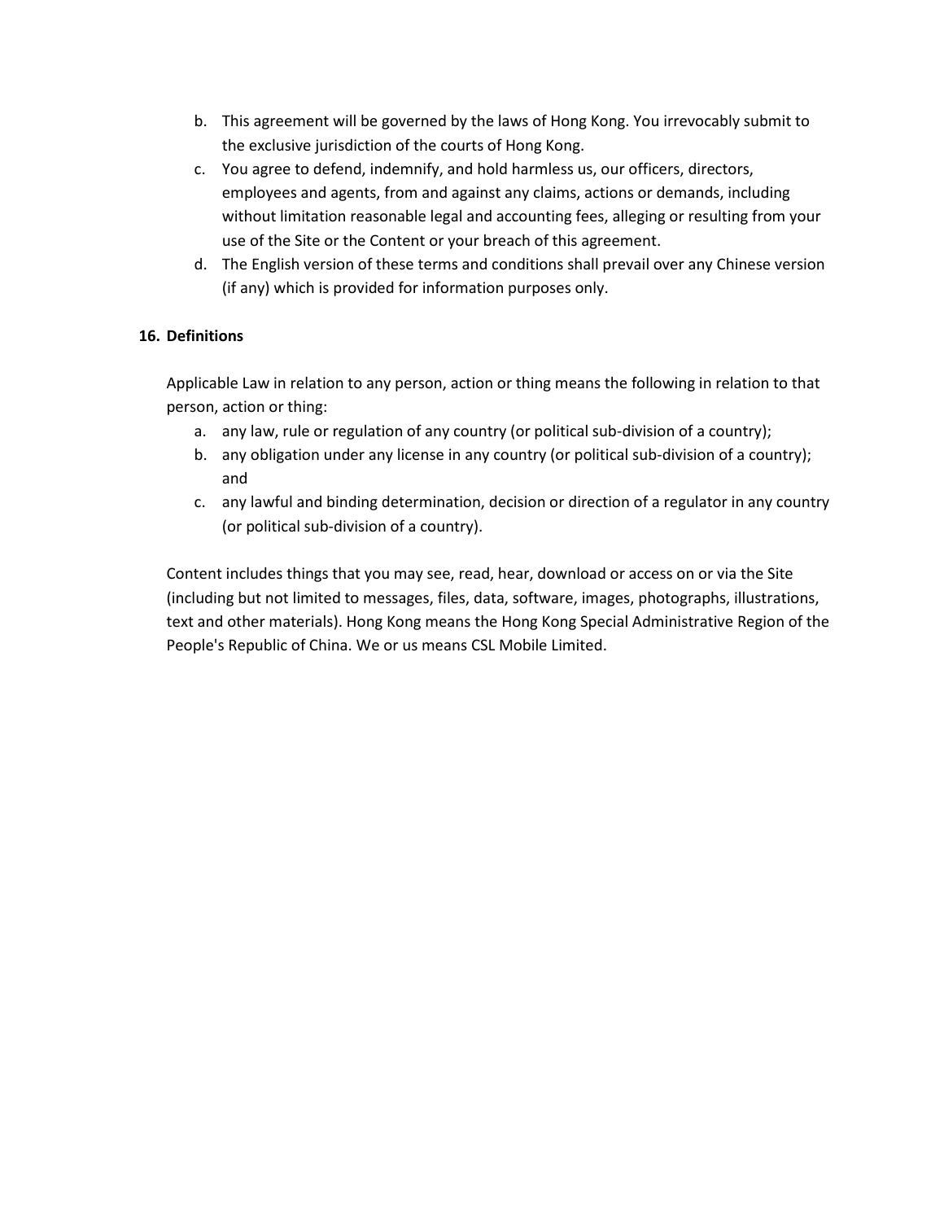b. This agreement will be governed by the laws of Hong Kong. You irrevocably submit to the exclusive jurisdiction of the courts of Hong Kong.
c. You agree to defend, indemnify, and hold harmless us, our officers, directors, employees and agents, from and against any claims, actions or demands, including without limitation reasonable legal and accounting fees, alleging or resulting from your use of the Site or the Content or your breach of this agreement.
d. The English version of these terms and conditions shall prevail over any Chinese version (if any) which is provided for information purposes only.

**16. Definitions**

Applicable Law in relation to any person, action or thing means the following in relation to that person, action or thing:

a. any law, rule or regulation of any country (or political sub-division of a country);
b. any obligation under any license in any country (or political sub-division of a country); and
c. any lawful and binding determination, decision or direction of a regulator in any country (or political sub-division of a country).

Content includes things that you may see, read, hear, download or access on or via the Site (including but not limited to messages, files, data, software, images, photographs, illustrations, text and other materials). Hong Kong means the Hong Kong Special Administrative Region of the People's Republic of China. We or us means CSL Mobile Limited.